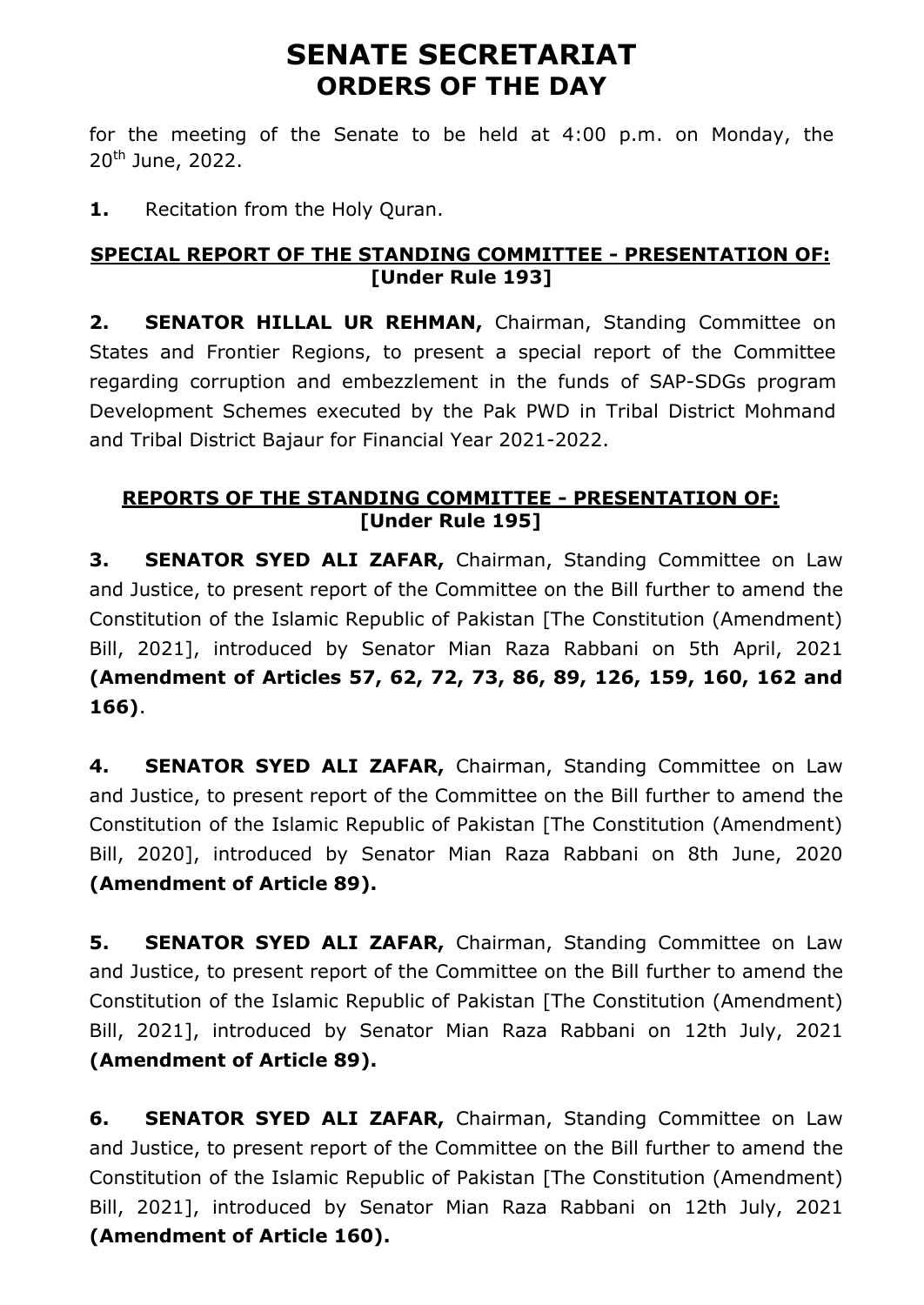# SENATE SECRETARIAT
## ORDERS OF THE DAY

for the meeting of the Senate to be held at 4:00 p.m. on Monday, the 20th June, 2022.

**1.** Recitation from the Holy Quran.

### SPECIAL REPORT OF THE STANDING COMMITTEE - PRESENTATION OF:
### [Under Rule 193]

**2. SENATOR HILLAL UR REHMAN,** Chairman, Standing Committee on States and Frontier Regions, to present a special report of the Committee regarding corruption and embezzlement in the funds of SAP-SDGs program Development Schemes executed by the Pak PWD in Tribal District Mohmand and Tribal District Bajaur for Financial Year 2021-2022.

### REPORTS OF THE STANDING COMMITTEE - PRESENTATION OF:
### [Under Rule 195]

**3. SENATOR SYED ALI ZAFAR,** Chairman, Standing Committee on Law and Justice, to present report of the Committee on the Bill further to amend the Constitution of the Islamic Republic of Pakistan [The Constitution (Amendment) Bill, 2021], introduced by Senator Mian Raza Rabbani on 5th April, 2021 **(Amendment of Articles 57, 62, 72, 73, 86, 89, 126, 159, 160, 162 and 166)**.

**4. SENATOR SYED ALI ZAFAR,** Chairman, Standing Committee on Law and Justice, to present report of the Committee on the Bill further to amend the Constitution of the Islamic Republic of Pakistan [The Constitution (Amendment) Bill, 2020], introduced by Senator Mian Raza Rabbani on 8th June, 2020 **(Amendment of Article 89).**

**5. SENATOR SYED ALI ZAFAR,** Chairman, Standing Committee on Law and Justice, to present report of the Committee on the Bill further to amend the Constitution of the Islamic Republic of Pakistan [The Constitution (Amendment) Bill, 2021], introduced by Senator Mian Raza Rabbani on 12th July, 2021 **(Amendment of Article 89).**

**6. SENATOR SYED ALI ZAFAR,** Chairman, Standing Committee on Law and Justice, to present report of the Committee on the Bill further to amend the Constitution of the Islamic Republic of Pakistan [The Constitution (Amendment) Bill, 2021], introduced by Senator Mian Raza Rabbani on 12th July, 2021 **(Amendment of Article 160).**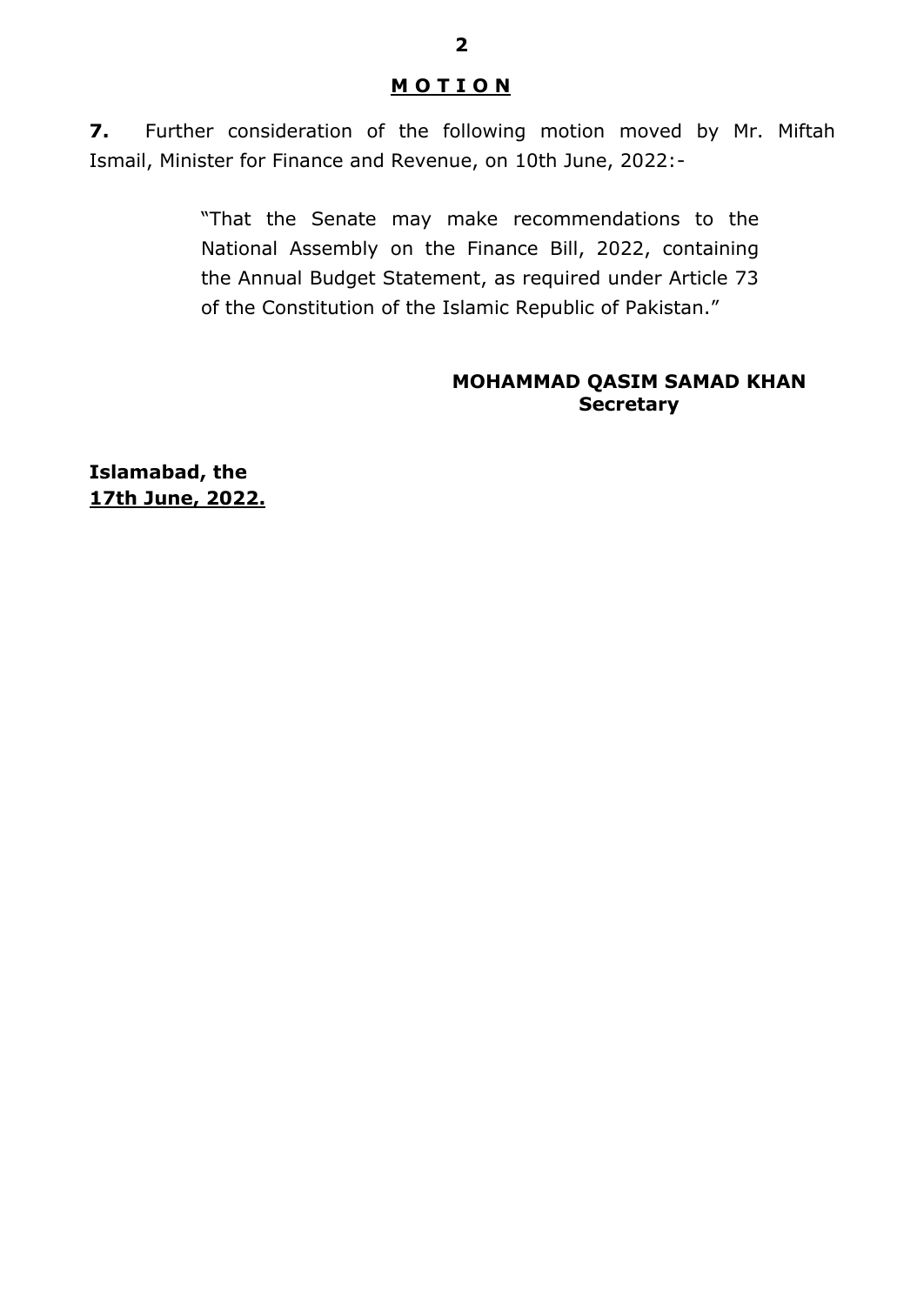## <u>MOTION</u>

**7.** Further consideration of the following motion moved by Mr. Miftah Ismail, Minister for Finance and Revenue, on 10th June, 2022:-

> "That the Senate may make recommendations to the National Assembly on the Finance Bill, 2022, containing the Annual Budget Statement, as required under Article 73 of the Constitution of the Islamic Republic of Pakistan."

**MOHAMMAD QASIM SAMAD KHAN**
**Secretary**

**Islamabad, the**
**<u>17th June, 2022.</u>**